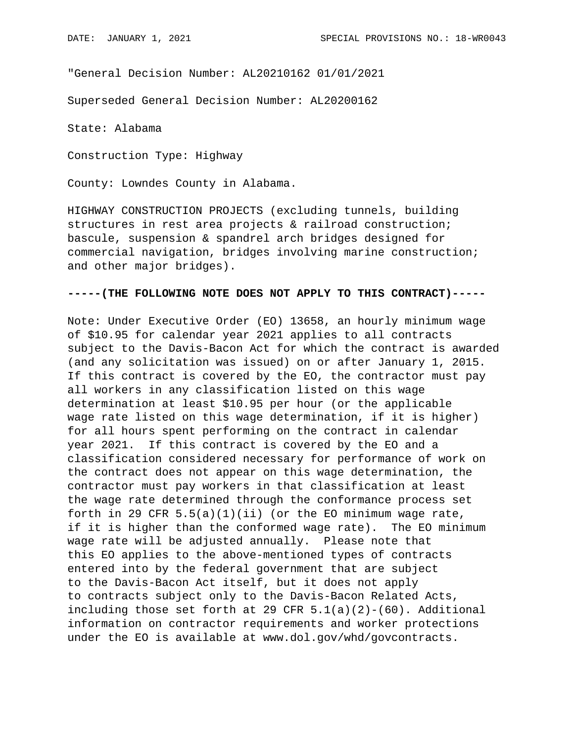"General Decision Number: AL20210162 01/01/2021

Superseded General Decision Number: AL20200162

State: Alabama

Construction Type: Highway

County: Lowndes County in Alabama.

HIGHWAY CONSTRUCTION PROJECTS (excluding tunnels, building structures in rest area projects & railroad construction; bascule, suspension & spandrel arch bridges designed for commercial navigation, bridges involving marine construction; and other major bridges).

**-----(THE FOLLOWING NOTE DOES NOT APPLY TO THIS CONTRACT)-----**

Note: Under Executive Order (EO) 13658, an hourly minimum wage of $10.95 for calendar year 2021 applies to all contracts subject to the Davis-Bacon Act for which the contract is awarded (and any solicitation was issued) on or after January 1, 2015. If this contract is covered by the EO, the contractor must pay all workers in any classification listed on this wage determination at least $10.95 per hour (or the applicable wage rate listed on this wage determination, if it is higher) for all hours spent performing on the contract in calendar year 2021. If this contract is covered by the EO and a classification considered necessary for performance of work on the contract does not appear on this wage determination, the contractor must pay workers in that classification at least the wage rate determined through the conformance process set forth in 29 CFR 5.5(a)(1)(ii) (or the EO minimum wage rate, if it is higher than the conformed wage rate). The EO minimum wage rate will be adjusted annually. Please note that this EO applies to the above-mentioned types of contracts entered into by the federal government that are subject to the Davis-Bacon Act itself, but it does not apply to contracts subject only to the Davis-Bacon Related Acts, including those set forth at 29 CFR 5.1(a)(2)-(60). Additional information on contractor requirements and worker protections under the EO is available at www.dol.gov/whd/govcontracts.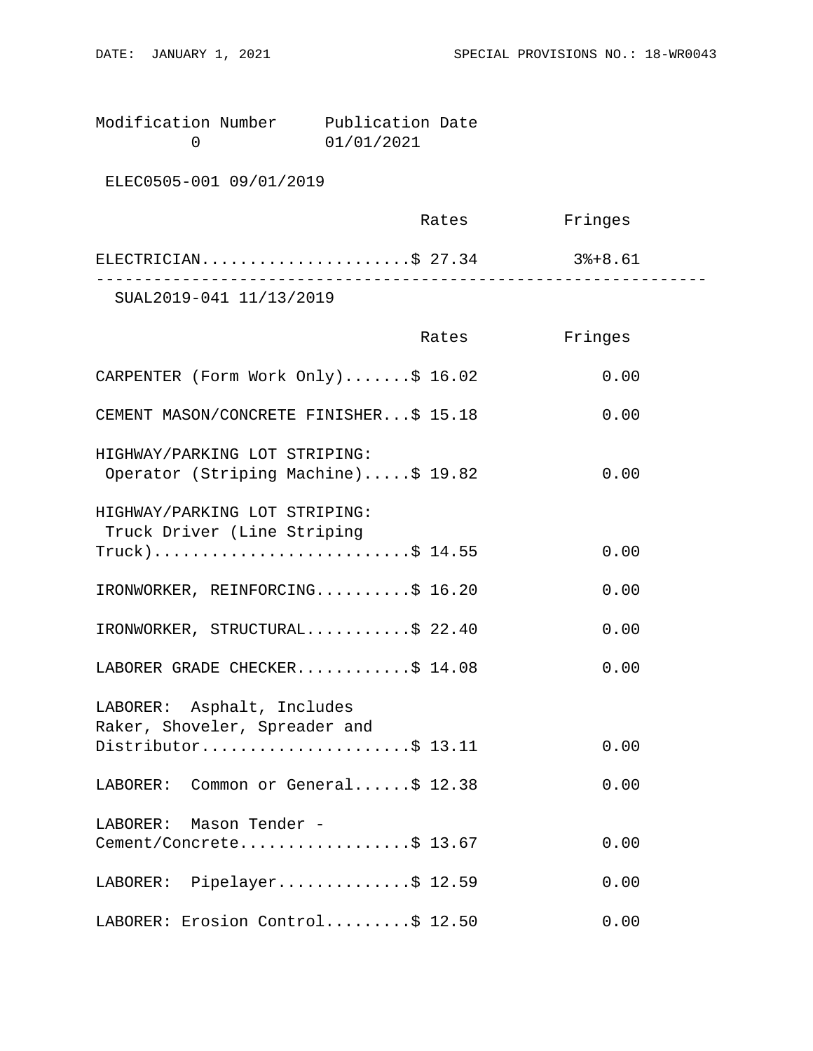| Modification Number | Publication Date |
|---|---|
| 0 | 01/01/2021 |

ELEC0505-001 09/01/2019

| | Rates | Fringes |
|---|---|---|
| ELECTRICIAN | $ 27.34 | 3%+8.61 |

---

SUAL2019-041 11/13/2019

| | Rates | Fringes |
|---|---|---|
| CARPENTER (Form Work Only) | $ 16.02 | 0.00 |
| CEMENT MASON/CONCRETE FINISHER | $ 15.18 | 0.00 |
| HIGHWAY/PARKING LOT STRIPING: Operator (Striping Machine) | $ 19.82 | 0.00 |
| HIGHWAY/PARKING LOT STRIPING: Truck Driver (Line Striping Truck) | $ 14.55 | 0.00 |
| IRONWORKER, REINFORCING | $ 16.20 | 0.00 |
| IRONWORKER, STRUCTURAL | $ 22.40 | 0.00 |
| LABORER GRADE CHECKER | $ 14.08 | 0.00 |
| LABORER: Asphalt, Includes Raker, Shoveler, Spreader and Distributor | $ 13.11 | 0.00 |
| LABORER: Common or General | $ 12.38 | 0.00 |
| LABORER: Mason Tender - Cement/Concrete | $ 13.67 | 0.00 |
| LABORER: Pipelayer | $ 12.59 | 0.00 |
| LABORER: Erosion Control | $ 12.50 | 0.00 |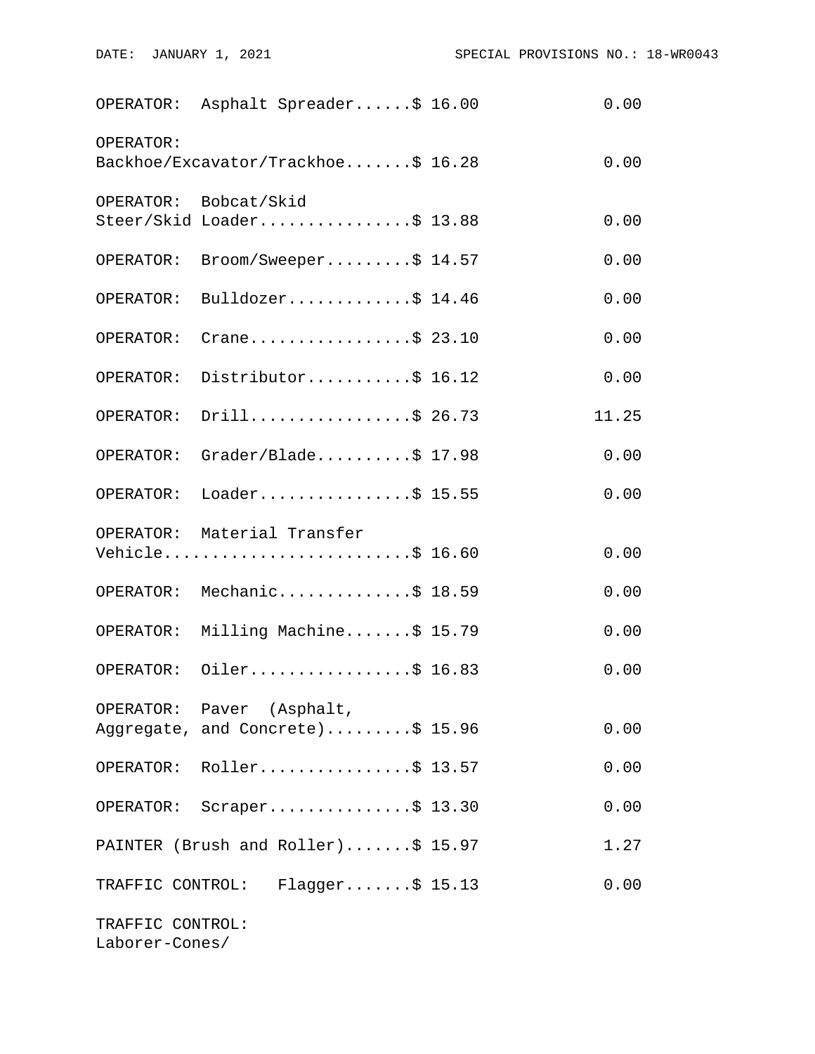```
OPERATOR:  Asphalt Spreader......$ 16.00             0.00

OPERATOR:
Backhoe/Excavator/Trackhoe.......$ 16.28             0.00

OPERATOR:  Bobcat/Skid
Steer/Skid Loader................$ 13.88             0.00

OPERATOR:  Broom/Sweeper.........$ 14.57             0.00

OPERATOR:  Bulldozer.............$ 14.46             0.00

OPERATOR:  Crane.................$ 23.10             0.00

OPERATOR:  Distributor...........$ 16.12             0.00

OPERATOR:  Drill.................$ 26.73            11.25

OPERATOR:  Grader/Blade..........$ 17.98             0.00

OPERATOR:  Loader................$ 15.55             0.00

OPERATOR:  Material Transfer
Vehicle..........................$ 16.60             0.00

OPERATOR:  Mechanic..............$ 18.59             0.00

OPERATOR:  Milling Machine.......$ 15.79             0.00

OPERATOR:  Oiler.................$ 16.83             0.00

OPERATOR:  Paver  (Asphalt,
Aggregate, and Concrete).........$ 15.96             0.00

OPERATOR:  Roller................$ 13.57             0.00

OPERATOR:  Scraper...............$ 13.30             0.00

PAINTER (Brush and Roller).......$ 15.97             1.27

TRAFFIC CONTROL:   Flagger.......$ 15.13             0.00

TRAFFIC CONTROL:
Laborer-Cones/
```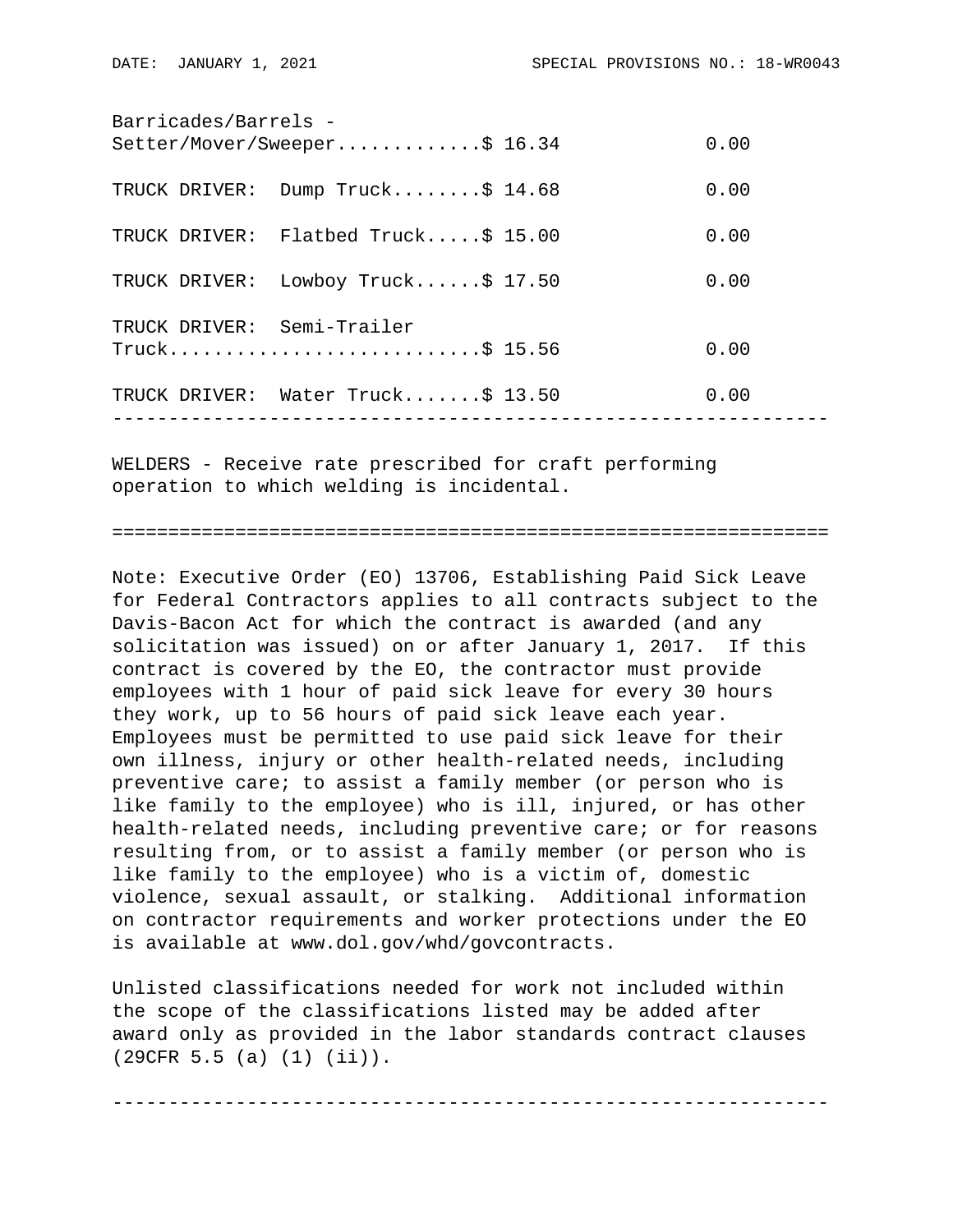| Classification | Rates | Fringes |
|---|---|---|
| Barricades/Barrels - Setter/Mover/Sweeper | $ 16.34 | 0.00 |
| TRUCK DRIVER: Dump Truck | $ 14.68 | 0.00 |
| TRUCK DRIVER: Flatbed Truck | $ 15.00 | 0.00 |
| TRUCK DRIVER: Lowboy Truck | $ 17.50 | 0.00 |
| TRUCK DRIVER: Semi-Trailer Truck | $ 15.56 | 0.00 |
| TRUCK DRIVER: Water Truck | $ 13.50 | 0.00 |

---

WELDERS - Receive rate prescribed for craft performing operation to which welding is incidental.

---

Note: Executive Order (EO) 13706, Establishing Paid Sick Leave for Federal Contractors applies to all contracts subject to the Davis-Bacon Act for which the contract is awarded (and any solicitation was issued) on or after January 1, 2017. If this contract is covered by the EO, the contractor must provide employees with 1 hour of paid sick leave for every 30 hours they work, up to 56 hours of paid sick leave each year. Employees must be permitted to use paid sick leave for their own illness, injury or other health-related needs, including preventive care; to assist a family member (or person who is like family to the employee) who is ill, injured, or has other health-related needs, including preventive care; or for reasons resulting from, or to assist a family member (or person who is like family to the employee) who is a victim of, domestic violence, sexual assault, or stalking. Additional information on contractor requirements and worker protections under the EO is available at www.dol.gov/whd/govcontracts.

Unlisted classifications needed for work not included within the scope of the classifications listed may be added after award only as provided in the labor standards contract clauses (29CFR 5.5 (a) (1) (ii)).

---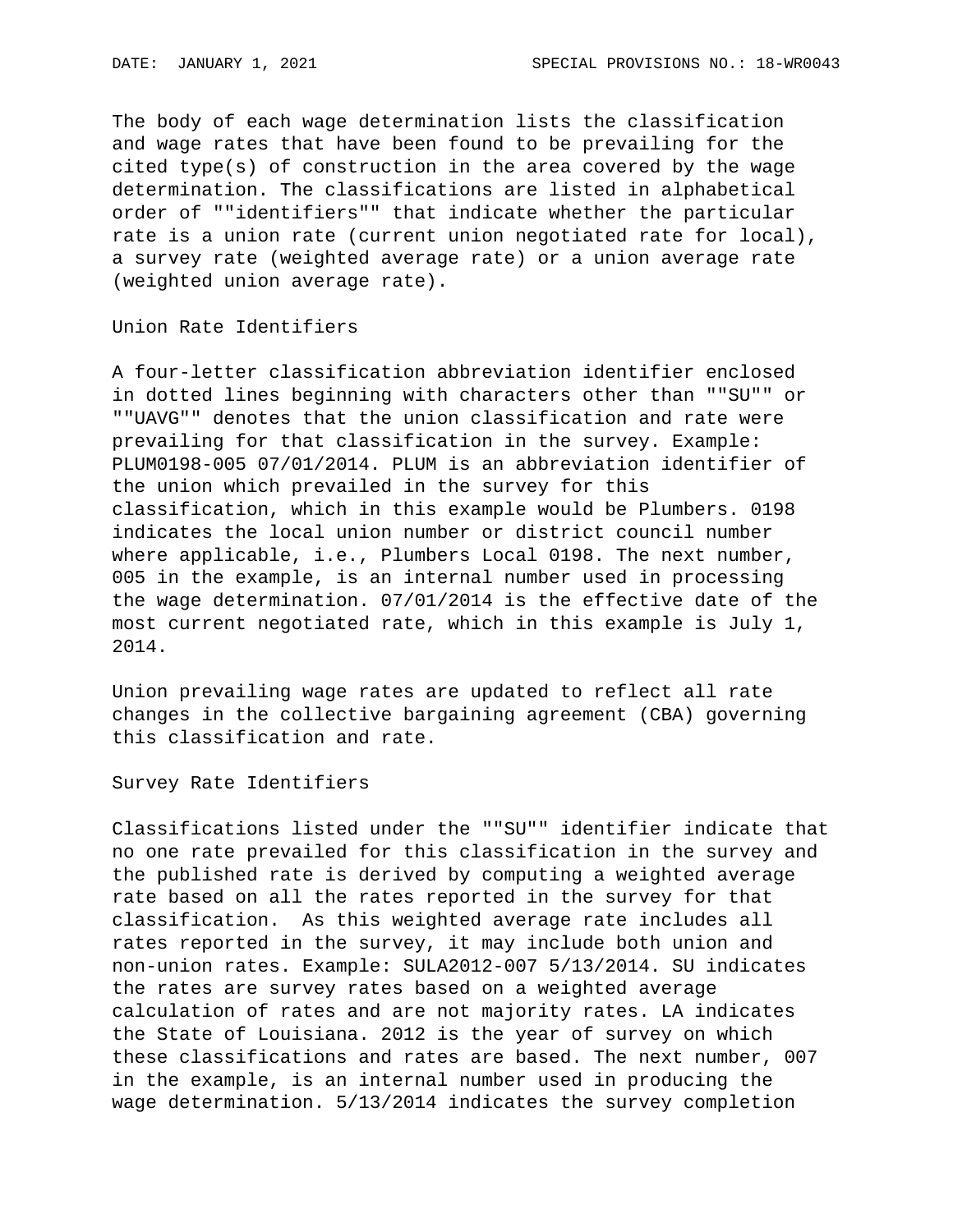The body of each wage determination lists the classification and wage rates that have been found to be prevailing for the cited type(s) of construction in the area covered by the wage determination. The classifications are listed in alphabetical order of ""identifiers"" that indicate whether the particular rate is a union rate (current union negotiated rate for local), a survey rate (weighted average rate) or a union average rate (weighted union average rate).

Union Rate Identifiers

A four-letter classification abbreviation identifier enclosed in dotted lines beginning with characters other than ""SU"" or ""UAVG"" denotes that the union classification and rate were prevailing for that classification in the survey. Example: PLUM0198-005 07/01/2014. PLUM is an abbreviation identifier of the union which prevailed in the survey for this classification, which in this example would be Plumbers. 0198 indicates the local union number or district council number where applicable, i.e., Plumbers Local 0198. The next number, 005 in the example, is an internal number used in processing the wage determination. 07/01/2014 is the effective date of the most current negotiated rate, which in this example is July 1, 2014.

Union prevailing wage rates are updated to reflect all rate changes in the collective bargaining agreement (CBA) governing this classification and rate.

Survey Rate Identifiers

Classifications listed under the ""SU"" identifier indicate that no one rate prevailed for this classification in the survey and the published rate is derived by computing a weighted average rate based on all the rates reported in the survey for that classification. As this weighted average rate includes all rates reported in the survey, it may include both union and non-union rates. Example: SULA2012-007 5/13/2014. SU indicates the rates are survey rates based on a weighted average calculation of rates and are not majority rates. LA indicates the State of Louisiana. 2012 is the year of survey on which these classifications and rates are based. The next number, 007 in the example, is an internal number used in producing the wage determination. 5/13/2014 indicates the survey completion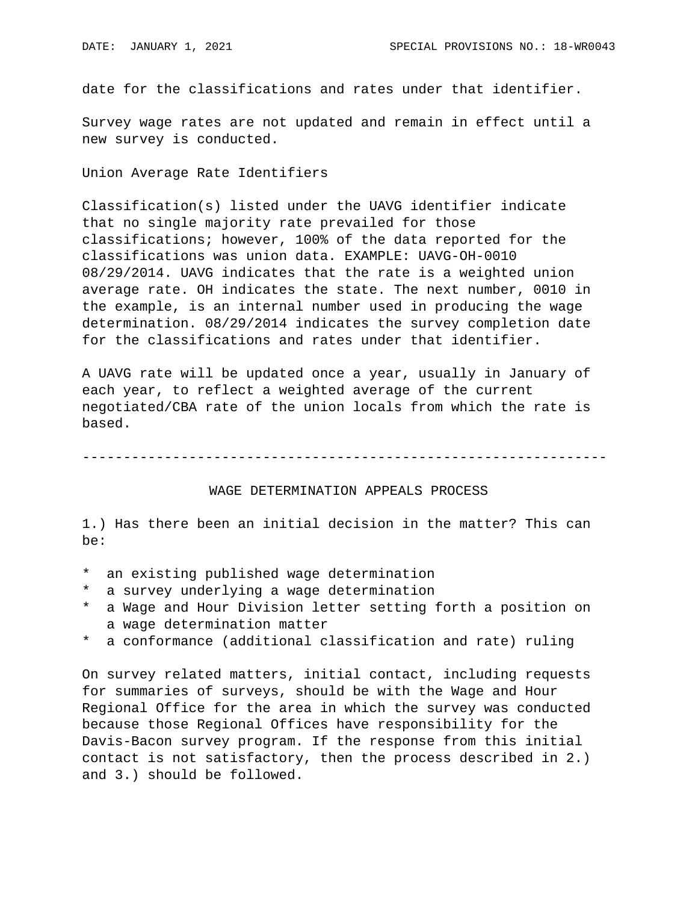date for the classifications and rates under that identifier.

Survey wage rates are not updated and remain in effect until a new survey is conducted.

Union Average Rate Identifiers

Classification(s) listed under the UAVG identifier indicate that no single majority rate prevailed for those classifications; however, 100% of the data reported for the classifications was union data. EXAMPLE: UAVG-OH-0010 08/29/2014. UAVG indicates that the rate is a weighted union average rate. OH indicates the state. The next number, 0010 in the example, is an internal number used in producing the wage determination. 08/29/2014 indicates the survey completion date for the classifications and rates under that identifier.

A UAVG rate will be updated once a year, usually in January of each year, to reflect a weighted average of the current negotiated/CBA rate of the union locals from which the rate is based.

----------------------------------------------------------------

## WAGE DETERMINATION APPEALS PROCESS

1.) Has there been an initial decision in the matter? This can be:

* an existing published wage determination
* a survey underlying a wage determination
* a Wage and Hour Division letter setting forth a position on a wage determination matter
* a conformance (additional classification and rate) ruling

On survey related matters, initial contact, including requests for summaries of surveys, should be with the Wage and Hour Regional Office for the area in which the survey was conducted because those Regional Offices have responsibility for the Davis-Bacon survey program. If the response from this initial contact is not satisfactory, then the process described in 2.) and 3.) should be followed.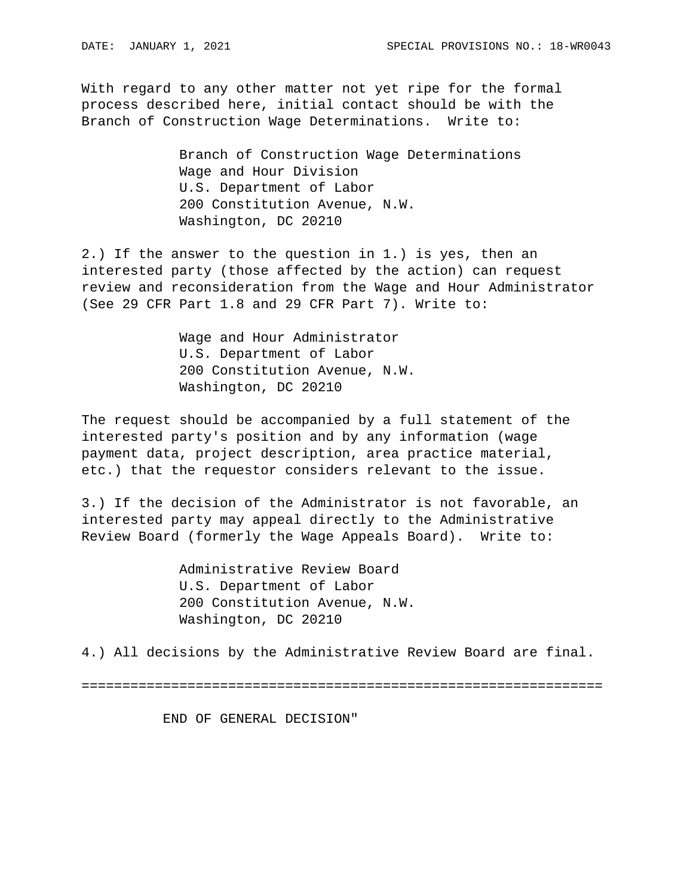With regard to any other matter not yet ripe for the formal process described here, initial contact should be with the Branch of Construction Wage Determinations. Write to:

Branch of Construction Wage Determinations
Wage and Hour Division
U.S. Department of Labor
200 Constitution Avenue, N.W.
Washington, DC 20210

2.) If the answer to the question in 1.) is yes, then an interested party (those affected by the action) can request review and reconsideration from the Wage and Hour Administrator (See 29 CFR Part 1.8 and 29 CFR Part 7). Write to:

Wage and Hour Administrator
U.S. Department of Labor
200 Constitution Avenue, N.W.
Washington, DC 20210

The request should be accompanied by a full statement of the interested party's position and by any information (wage payment data, project description, area practice material, etc.) that the requestor considers relevant to the issue.

3.) If the decision of the Administrator is not favorable, an interested party may appeal directly to the Administrative Review Board (formerly the Wage Appeals Board). Write to:

Administrative Review Board
U.S. Department of Labor
200 Constitution Avenue, N.W.
Washington, DC 20210

4.) All decisions by the Administrative Review Board are final.

================================================================

END OF GENERAL DECISION"